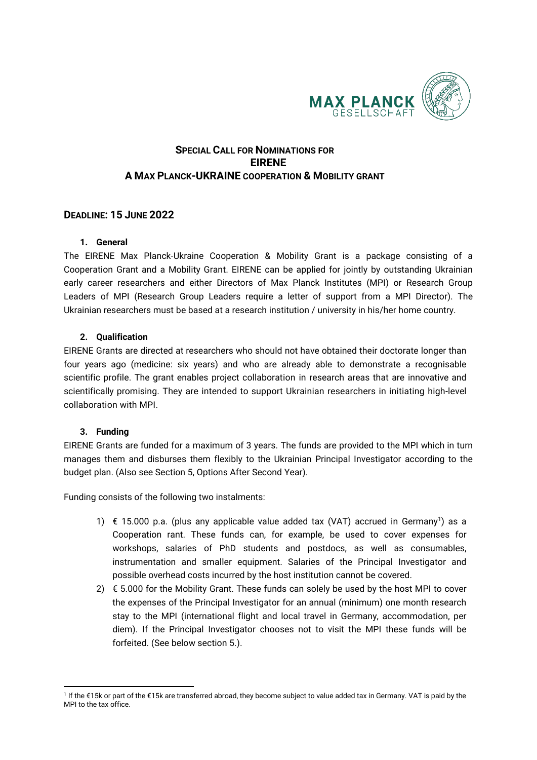**SPECIAL CALL FOR NOMINATIONS FOR**
**EIRENE**
**A MAX PLANCK-UKRAINE COOPERATION & MOBILITY GRANT**

## DEADLINE: 15 JUNE 2022

### 1. General

The EIRENE Max Planck-Ukraine Cooperation & Mobility Grant is a package consisting of a Cooperation Grant and a Mobility Grant. EIRENE can be applied for jointly by outstanding Ukrainian early career researchers and either Directors of Max Planck Institutes (MPI) or Research Group Leaders of MPI (Research Group Leaders require a letter of support from a MPI Director). The Ukrainian researchers must be based at a research institution / university in his/her home country.

### 2. Qualification

EIRENE Grants are directed at researchers who should not have obtained their doctorate longer than four years ago (medicine: six years) and who are already able to demonstrate a recognisable scientific profile. The grant enables project collaboration in research areas that are innovative and scientifically promising. They are intended to support Ukrainian researchers in initiating high-level collaboration with MPI.

### 3. Funding

EIRENE Grants are funded for a maximum of 3 years. The funds are provided to the MPI which in turn manages them and disburses them flexibly to the Ukrainian Principal Investigator according to the budget plan. (Also see Section 5, Options After Second Year).

Funding consists of the following two instalments:

1) € 15.000 p.a. (plus any applicable value added tax (VAT) accrued in Germany[1]) as a Cooperation rant. These funds can, for example, be used to cover expenses for workshops, salaries of PhD students and postdocs, as well as consumables, instrumentation and smaller equipment. Salaries of the Principal Investigator and possible overhead costs incurred by the host institution cannot be covered.
2) € 5.000 for the Mobility Grant. These funds can solely be used by the host MPI to cover the expenses of the Principal Investigator for an annual (minimum) one month research stay to the MPI (international flight and local travel in Germany, accommodation, per diem). If the Principal Investigator chooses not to visit the MPI these funds will be forfeited. (See below section 5.).

[1] If the €15k or part of the €15k are transferred abroad, they become subject to value added tax in Germany. VAT is paid by the MPI to the tax office.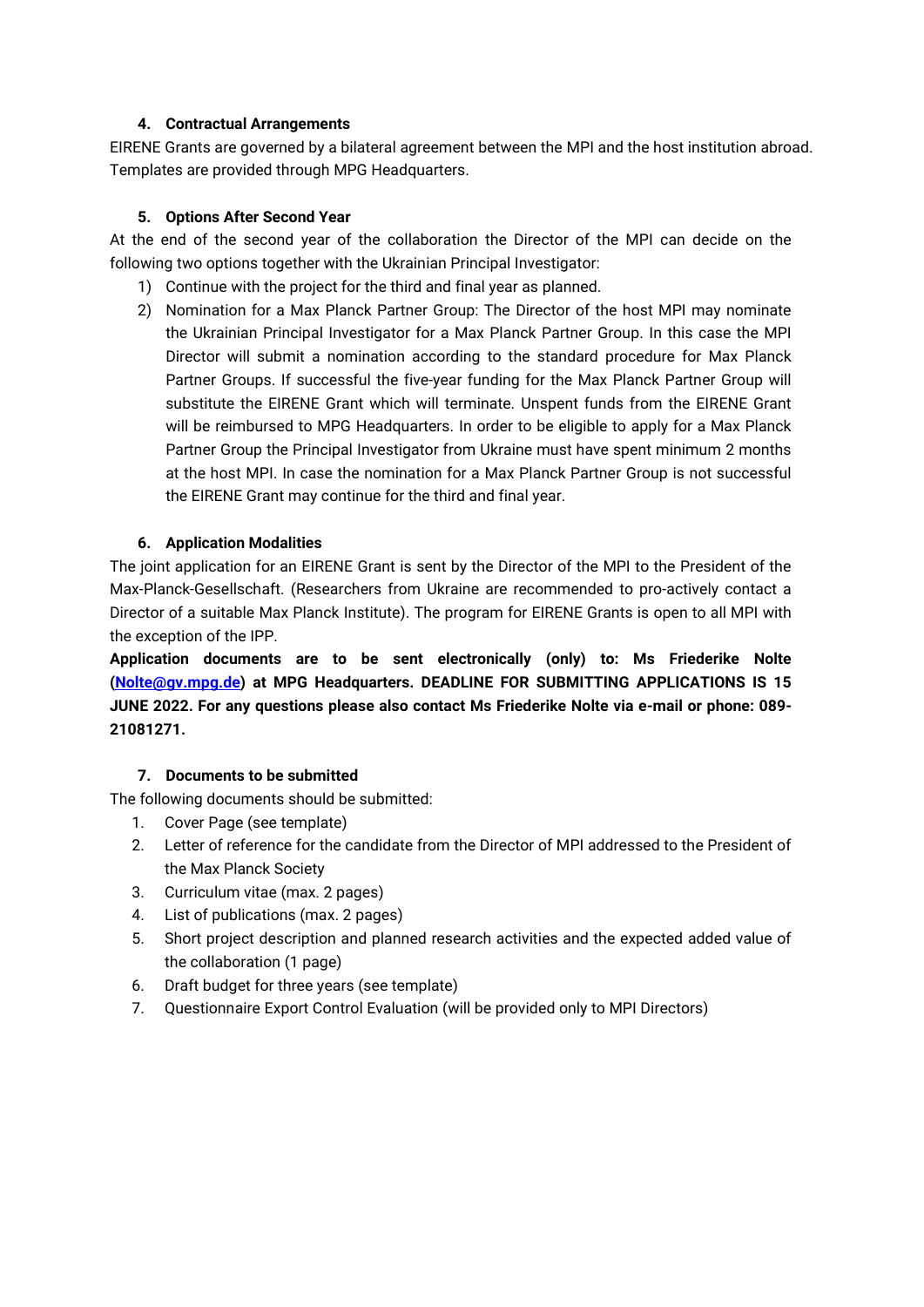### 4. Contractual Arrangements

EIRENE Grants are governed by a bilateral agreement between the MPI and the host institution abroad. Templates are provided through MPG Headquarters.

### 5. Options After Second Year

At the end of the second year of the collaboration the Director of the MPI can decide on the following two options together with the Ukrainian Principal Investigator:

1) Continue with the project for the third and final year as planned.
2) Nomination for a Max Planck Partner Group: The Director of the host MPI may nominate the Ukrainian Principal Investigator for a Max Planck Partner Group. In this case the MPI Director will submit a nomination according to the standard procedure for Max Planck Partner Groups. If successful the five-year funding for the Max Planck Partner Group will substitute the EIRENE Grant which will terminate. Unspent funds from the EIRENE Grant will be reimbursed to MPG Headquarters. In order to be eligible to apply for a Max Planck Partner Group the Principal Investigator from Ukraine must have spent minimum 2 months at the host MPI. In case the nomination for a Max Planck Partner Group is not successful the EIRENE Grant may continue for the third and final year.

### 6. Application Modalities

The joint application for an EIRENE Grant is sent by the Director of the MPI to the President of the Max-Planck-Gesellschaft. (Researchers from Ukraine are recommended to pro-actively contact a Director of a suitable Max Planck Institute). The program for EIRENE Grants is open to all MPI with the exception of the IPP.

**Application documents are to be sent electronically (only) to: Ms Friederike Nolte (Nolte@gv.mpg.de) at MPG Headquarters. DEADLINE FOR SUBMITTING APPLICATIONS IS 15 JUNE 2022. For any questions please also contact Ms Friederike Nolte via e-mail or phone: 089-21081271.**

### 7. Documents to be submitted

The following documents should be submitted:

1. Cover Page (see template)
2. Letter of reference for the candidate from the Director of MPI addressed to the President of the Max Planck Society
3. Curriculum vitae (max. 2 pages)
4. List of publications (max. 2 pages)
5. Short project description and planned research activities and the expected added value of the collaboration (1 page)
6. Draft budget for three years (see template)
7. Questionnaire Export Control Evaluation (will be provided only to MPI Directors)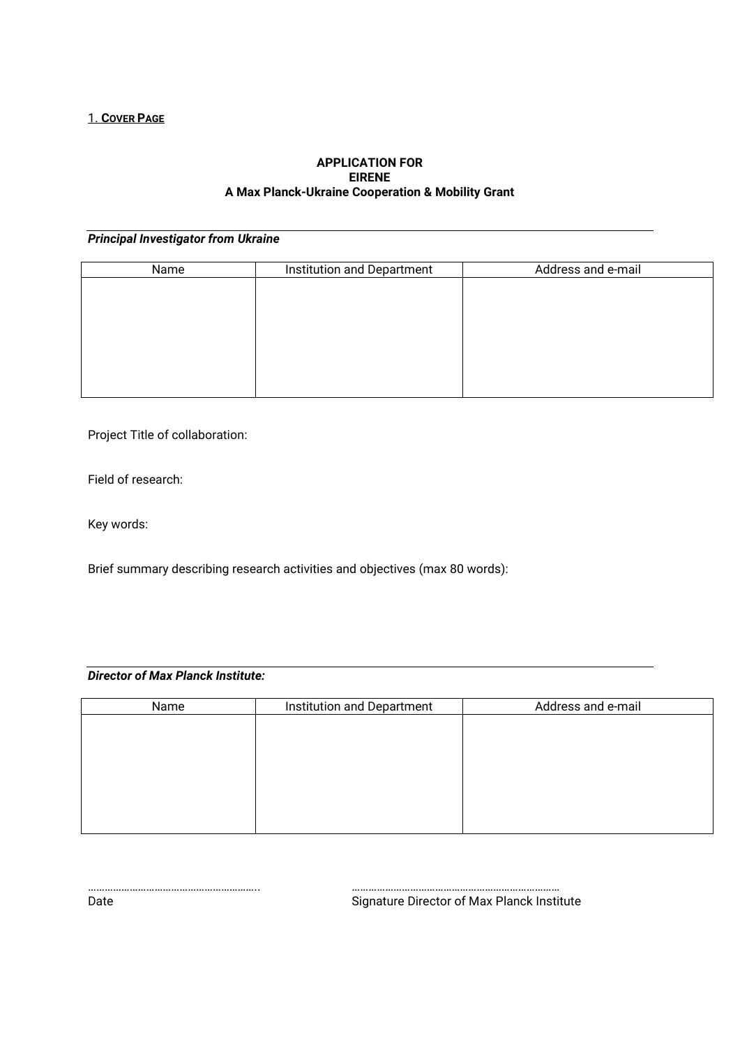1. **<u>COVER PAGE</u>**

**APPLICATION FOR**
**EIRENE**
**A Max Planck-Ukraine Cooperation & Mobility Grant**

***Principal Investigator from Ukraine***

| Name | Institution and Department | Address and e-mail |
| --- | --- | --- |
| | | |

Project Title of collaboration:

Field of research:

Key words:

Brief summary describing research activities and objectives (max 80 words):

***Director of Max Planck Institute:***

| Name | Institution and Department | Address and e-mail |
| --- | --- | --- |
| | | |

……………………………………………………..
Date

…………………………………………………………………
Signature Director of Max Planck Institute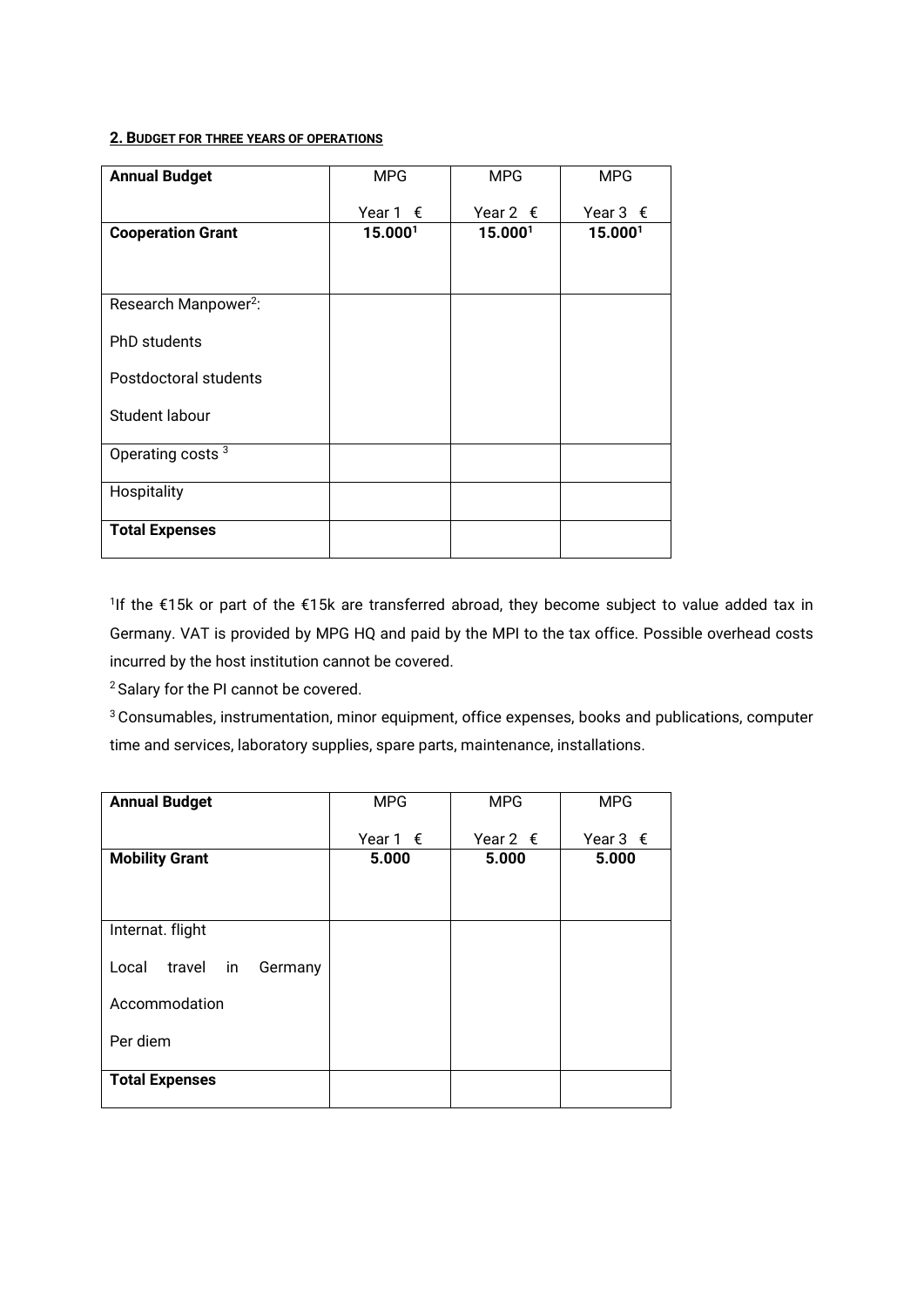## 2. Budget for three years of operations

| Annual Budget | MPG<br><br>Year 1 € | MPG<br><br>Year 2 € | MPG<br><br>Year 3 € |
|---|---|---|---|
| **Cooperation Grant** | **15.000**[1] | **15.000**[1] | **15.000**[1] |
| Research Manpower[2]:<br><br>PhD students<br><br>Postdoctoral students<br><br>Student labour | | | |
| Operating costs [3] | | | |
| Hospitality | | | |
| **Total Expenses** | | | |

[1]If the €15k or part of the €15k are transferred abroad, they become subject to value added tax in Germany. VAT is provided by MPG HQ and paid by the MPI to the tax office. Possible overhead costs incurred by the host institution cannot be covered.

[2] Salary for the PI cannot be covered.

[3] Consumables, instrumentation, minor equipment, office expenses, books and publications, computer time and services, laboratory supplies, spare parts, maintenance, installations.

| Annual Budget | MPG<br><br>Year 1 € | MPG<br><br>Year 2 € | MPG<br><br>Year 3 € |
|---|---|---|---|
| **Mobility Grant** | **5.000** | **5.000** | **5.000** |
| Internat. flight<br><br>Local travel in Germany<br><br>Accommodation<br><br>Per diem | | | |
| **Total Expenses** | | | |